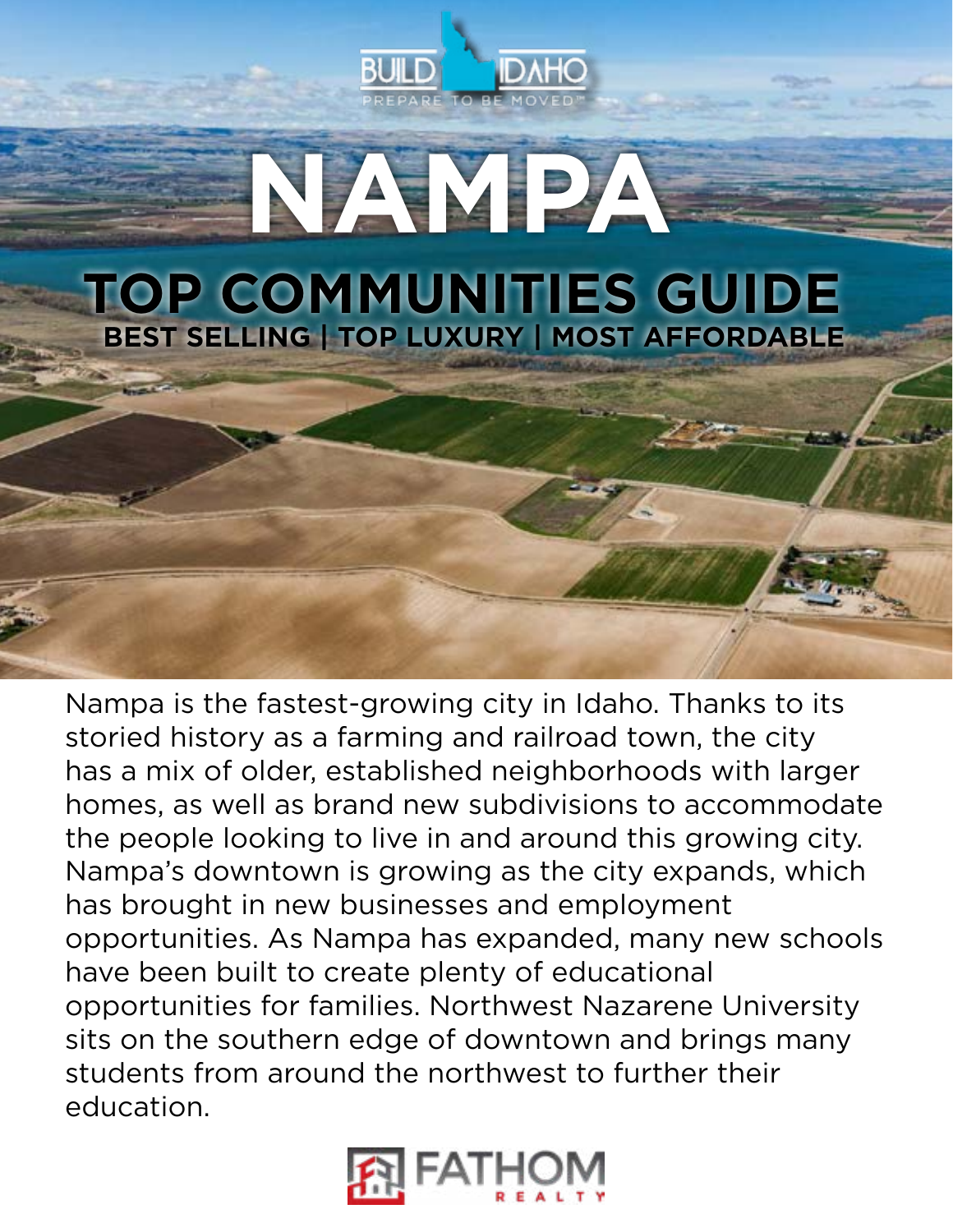BUILD IDAHO
PREPARE TO BE MOVED℠

# NAMPA

## TOP COMMUNITIES GUIDE

**BEST SELLING | TOP LUXURY | MOST AFFORDABLE**

Nampa is the fastest-growing city in Idaho. Thanks to its storied history as a farming and railroad town, the city has a mix of older, established neighborhoods with larger homes, as well as brand new subdivisions to accommodate the people looking to live in and around this growing city. Nampa's downtown is growing as the city expands, which has brought in new businesses and employment opportunities. As Nampa has expanded, many new schools have been built to create plenty of educational opportunities for families. Northwest Nazarene University sits on the southern edge of downtown and brings many students from around the northwest to further their education.

FATHOM REALTY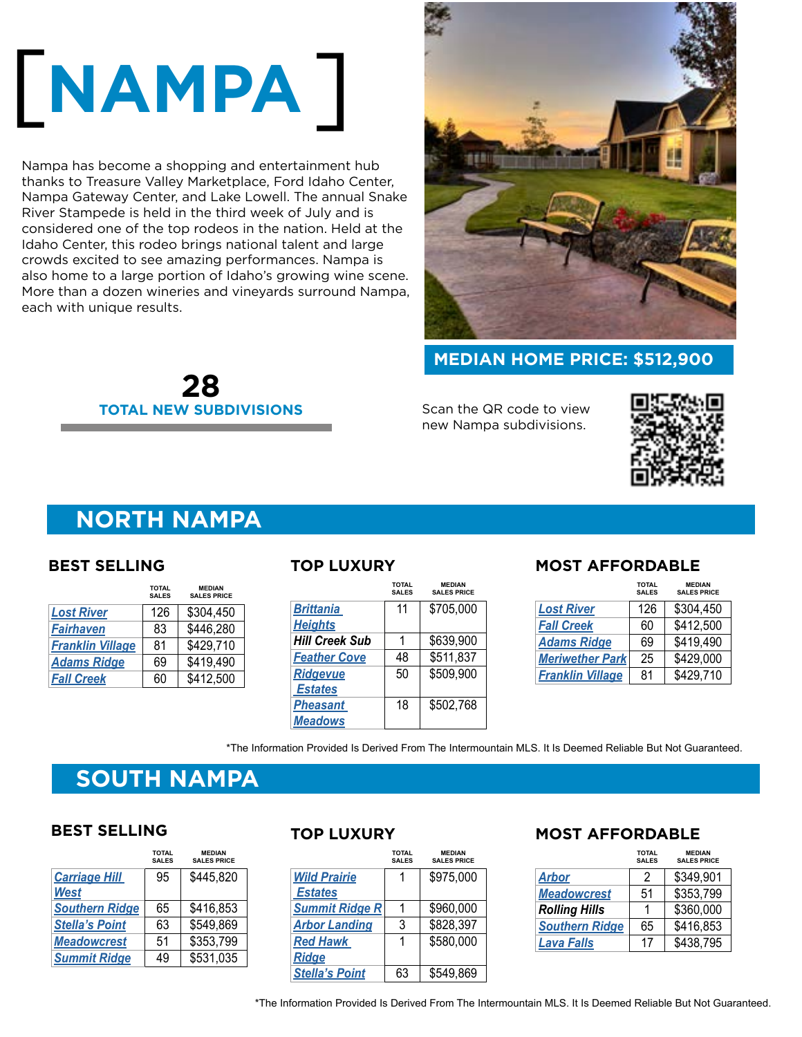# [ NAMPA ]

Nampa has become a shopping and entertainment hub thanks to Treasure Valley Marketplace, Ford Idaho Center, Nampa Gateway Center, and Lake Lowell. The annual Snake River Stampede is held in the third week of July and is considered one of the top rodeos in the nation. Held at the Idaho Center, this rodeo brings national talent and large crowds excited to see amazing performances. Nampa is also home to a large portion of Idaho's growing wine scene. More than a dozen wineries and vineyards surround Nampa, each with unique results.

**MEDIAN HOME PRICE: $512,900**

**28**
**TOTAL NEW SUBDIVISIONS**

Scan the QR code to view new Nampa subdivisions.

## NORTH NAMPA

### BEST SELLING

| | TOTAL SALES | MEDIAN SALES PRICE |
|---|---|---|
| Lost River | 126 | $304,450 |
| Fairhaven | 83 | $446,280 |
| Franklin Village | 81 | $429,710 |
| Adams Ridge | 69 | $419,490 |
| Fall Creek | 60 | $412,500 |

### TOP LUXURY

| | TOTAL SALES | MEDIAN SALES PRICE |
|---|---|---|
| Brittania Heights | 11 | $705,000 |
| Hill Creek Sub | 1 | $639,900 |
| Feather Cove | 48 | $511,837 |
| Ridgevue Estates | 50 | $509,900 |
| Pheasant Meadows | 18 | $502,768 |

### MOST AFFORDABLE

| | TOTAL SALES | MEDIAN SALES PRICE |
|---|---|---|
| Lost River | 126 | $304,450 |
| Fall Creek | 60 | $412,500 |
| Adams Ridge | 69 | $419,490 |
| Meriwether Park | 25 | $429,000 |
| Franklin Village | 81 | $429,710 |

*The Information Provided Is Derived From The Intermountain MLS. It Is Deemed Reliable But Not Guaranteed.

## SOUTH NAMPA

### BEST SELLING

| | TOTAL SALES | MEDIAN SALES PRICE |
|---|---|---|
| Carriage Hill West | 95 | $445,820 |
| Southern Ridge | 65 | $416,853 |
| Stella's Point | 63 | $549,869 |
| Meadowcrest | 51 | $353,799 |
| Summit Ridge | 49 | $531,035 |

### TOP LUXURY

| | TOTAL SALES | MEDIAN SALES PRICE |
|---|---|---|
| Wild Prairie Estates | 1 | $975,000 |
| Summit Ridge R | 1 | $960,000 |
| Arbor Landing | 3 | $828,397 |
| Red Hawk Ridge | 1 | $580,000 |
| Stella's Point | 63 | $549,869 |

### MOST AFFORDABLE

| | TOTAL SALES | MEDIAN SALES PRICE |
|---|---|---|
| Arbor | 2 | $349,901 |
| Meadowcrest | 51 | $353,799 |
| Rolling Hills | 1 | $360,000 |
| Southern Ridge | 65 | $416,853 |
| Lava Falls | 17 | $438,795 |

*The Information Provided Is Derived From The Intermountain MLS. It Is Deemed Reliable But Not Guaranteed.